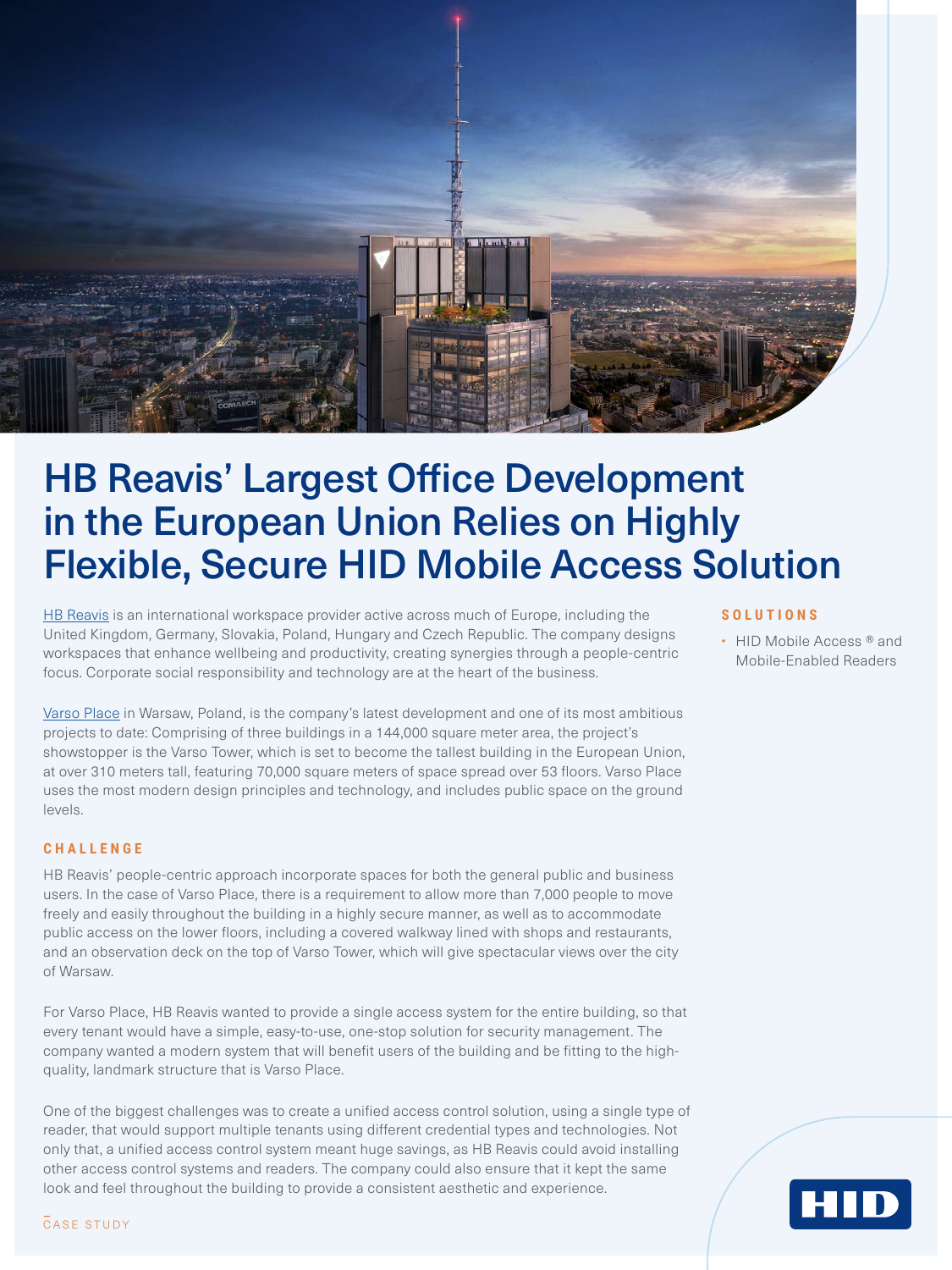# HB Reavis' Largest Office Development in the European Union Relies on Highly Flexible, Secure HID Mobile Access Solution

HB Reavis is an international workspace provider active across much of Europe, including the United Kingdom, Germany, Slovakia, Poland, Hungary and Czech Republic. The company designs workspaces that enhance wellbeing and productivity, creating synergies through a people-centric focus. Corporate social responsibility and technology are at the heart of the business.

Varso Place in Warsaw, Poland, is the company's latest development and one of its most ambitious projects to date: Comprising of three buildings in a 144,000 square meter area, the project's showstopper is the Varso Tower, which is set to become the tallest building in the European Union, at over 310 meters tall, featuring 70,000 square meters of space spread over 53 floors. Varso Place uses the most modern design principles and technology, and includes public space on the ground levels.

## SOLUTIONS

- HID Mobile Access ® and Mobile-Enabled Readers

## CHALLENGE

HB Reavis' people-centric approach incorporate spaces for both the general public and business users. In the case of Varso Place, there is a requirement to allow more than 7,000 people to move freely and easily throughout the building in a highly secure manner, as well as to accommodate public access on the lower floors, including a covered walkway lined with shops and restaurants, and an observation deck on the top of Varso Tower, which will give spectacular views over the city of Warsaw.

For Varso Place, HB Reavis wanted to provide a single access system for the entire building, so that every tenant would have a simple, easy-to-use, one-stop solution for security management. The company wanted a modern system that will benefit users of the building and be fitting to the high-quality, landmark structure that is Varso Place.

One of the biggest challenges was to create a unified access control solution, using a single type of reader, that would support multiple tenants using different credential types and technologies. Not only that, a unified access control system meant huge savings, as HB Reavis could avoid installing other access control systems and readers. The company could also ensure that it kept the same look and feel throughout the building to provide a consistent aesthetic and experience.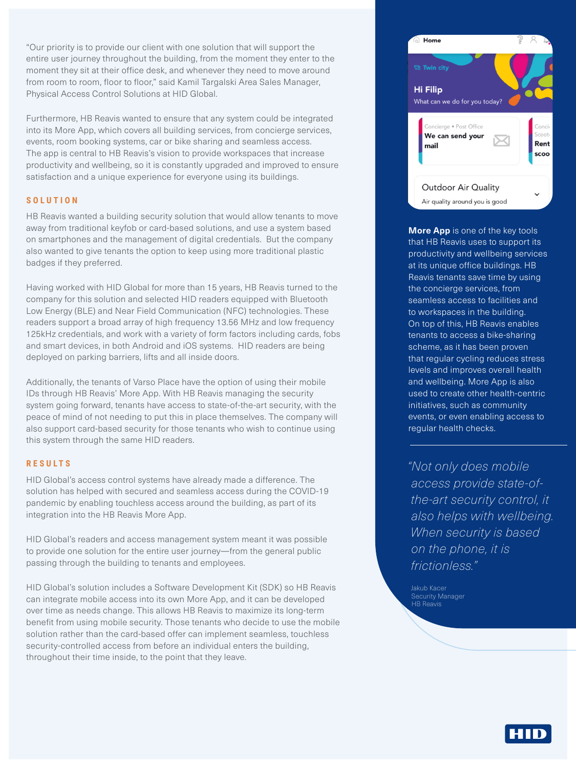"Our priority is to provide our client with one solution that will support the entire user journey throughout the building, from the moment they enter to the moment they sit at their office desk, and whenever they need to move around from room to room, floor to floor," said Kamil Targalski Area Sales Manager, Physical Access Control Solutions at HID Global.

Furthermore, HB Reavis wanted to ensure that any system could be integrated into its More App, which covers all building services, from concierge services, events, room booking systems, car or bike sharing and seamless access. The app is central to HB Reavis's vision to provide workspaces that increase productivity and wellbeing, so it is constantly upgraded and improved to ensure satisfaction and a unique experience for everyone using its buildings.

## SOLUTION

HB Reavis wanted a building security solution that would allow tenants to move away from traditional keyfob or card-based solutions, and use a system based on smartphones and the management of digital credentials. But the company also wanted to give tenants the option to keep using more traditional plastic badges if they preferred.

Having worked with HID Global for more than 15 years, HB Reavis turned to the company for this solution and selected HID readers equipped with Bluetooth Low Energy (BLE) and Near Field Communication (NFC) technologies. These readers support a broad array of high frequency 13.56 MHz and low frequency 125kHz credentials, and work with a variety of form factors including cards, fobs and smart devices, in both Android and iOS systems. HID readers are being deployed on parking barriers, lifts and all inside doors.

Additionally, the tenants of Varso Place have the option of using their mobile IDs through HB Reavis' More App. With HB Reavis managing the security system going forward, tenants have access to state-of-the-art security, with the peace of mind of not needing to put this in place themselves. The company will also support card-based security for those tenants who wish to continue using this system through the same HID readers.

## RESULTS

HID Global's access control systems have already made a difference. The solution has helped with secured and seamless access during the COVID-19 pandemic by enabling touchless access around the building, as part of its integration into the HB Reavis More App.

HID Global's readers and access management system meant it was possible to provide one solution for the entire user journey—from the general public passing through the building to tenants and employees.

HID Global's solution includes a Software Development Kit (SDK) so HB Reavis can integrate mobile access into its own More App, and it can be developed over time as needs change. This allows HB Reavis to maximize its long-term benefit from using mobile security. Those tenants who decide to use the mobile solution rather than the card-based offer can implement seamless, touchless security-controlled access from before an individual enters the building, throughout their time inside, to the point that they leave.

**More App** is one of the key tools that HB Reavis uses to support its productivity and wellbeing services at its unique office buildings. HB Reavis tenants save time by using the concierge services, from seamless access to facilities and to workspaces in the building. On top of this, HB Reavis enables tenants to access a bike-sharing scheme, as it has been proven that regular cycling reduces stress levels and improves overall health and wellbeing. More App is also used to create other health-centric initiatives, such as community events, or even enabling access to regular health checks.

*"Not only does mobile access provide state-of-the-art security control, it also helps with wellbeing. When security is based on the phone, it is frictionless."*

Jakub Kacer
Security Manager
HB Reavis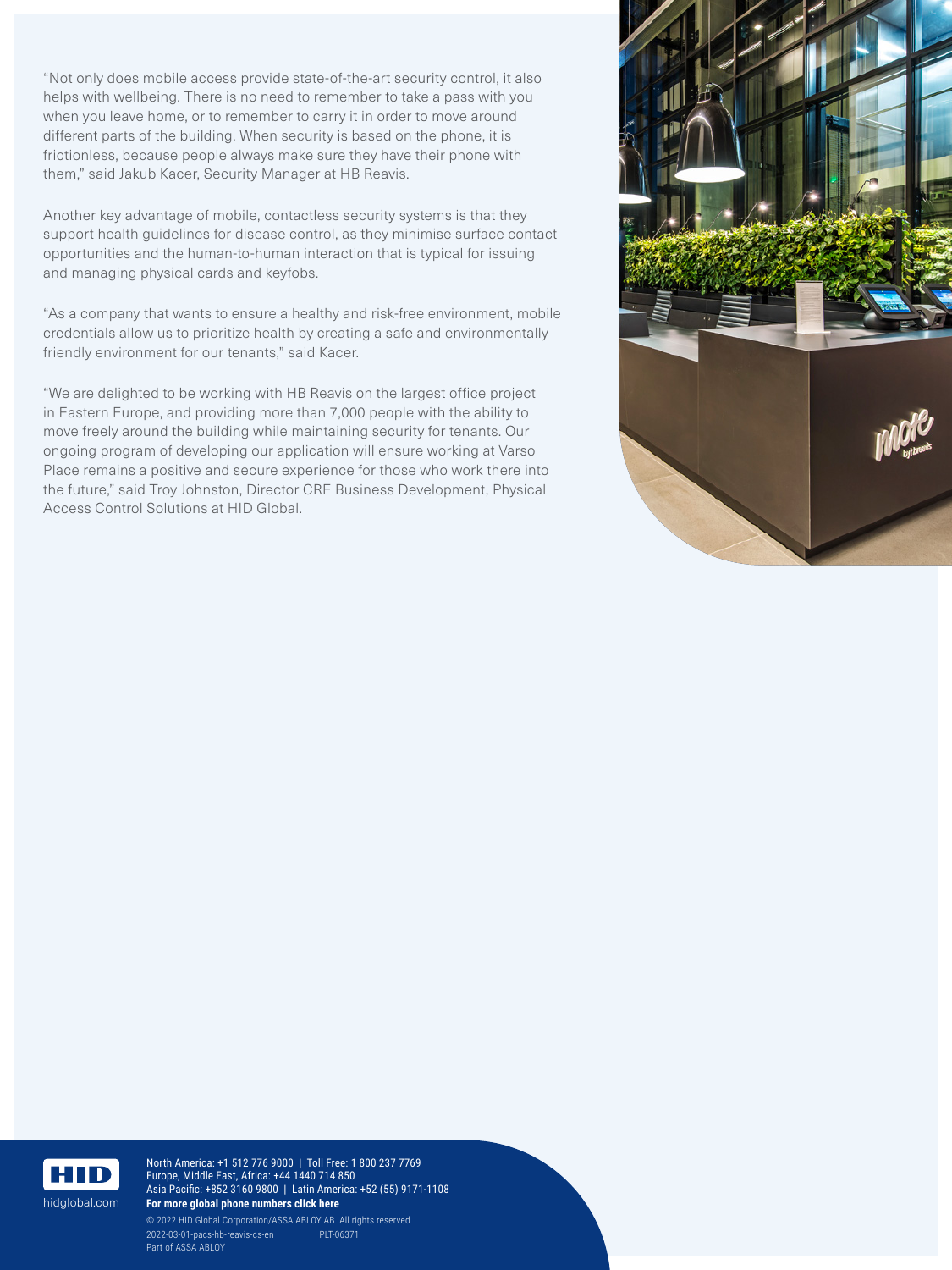"Not only does mobile access provide state-of-the-art security control, it also helps with wellbeing. There is no need to remember to take a pass with you when you leave home, or to remember to carry it in order to move around different parts of the building. When security is based on the phone, it is frictionless, because people always make sure they have their phone with them," said Jakub Kacer, Security Manager at HB Reavis.

Another key advantage of mobile, contactless security systems is that they support health guidelines for disease control, as they minimise surface contact opportunities and the human-to-human interaction that is typical for issuing and managing physical cards and keyfobs.

"As a company that wants to ensure a healthy and risk-free environment, mobile credentials allow us to prioritize health by creating a safe and environmentally friendly environment for our tenants," said Kacer.

"We are delighted to be working with HB Reavis on the largest office project in Eastern Europe, and providing more than 7,000 people with the ability to move freely around the building while maintaining security for tenants. Our ongoing program of developing our application will ensure working at Varso Place remains a positive and secure experience for those who work there into the future," said Troy Johnston, Director CRE Business Development, Physical Access Control Solutions at HID Global.

hidglobal.com

North America: +1 512 776 9000 | Toll Free: 1 800 237 7769
Europe, Middle East, Africa: +44 1440 714 850
Asia Pacific: +852 3160 9800 | Latin America: +52 (55) 9171-1108
**For more global phone numbers click here**

© 2022 HID Global Corporation/ASSA ABLOY AB. All rights reserved.
2022-03-01-pacs-hb-reavis-cs-en PLT-06371
Part of ASSA ABLOY